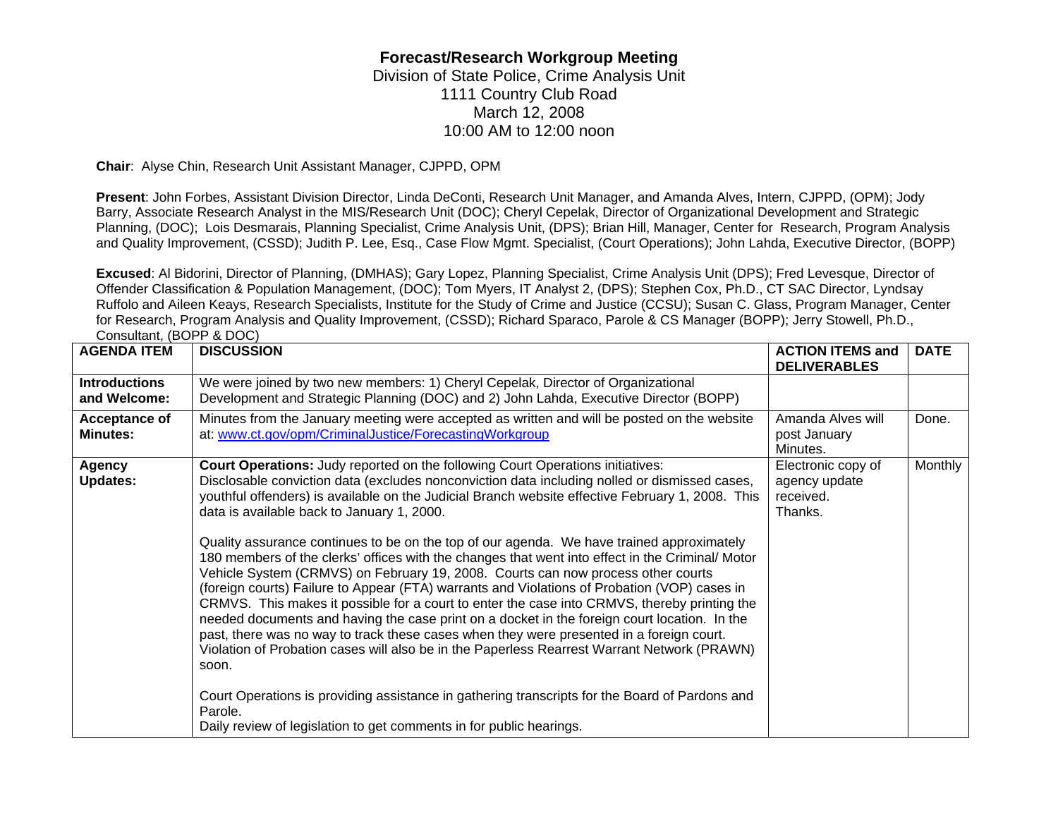# Forecast/Research Workgroup Meeting

Division of State Police, Crime Analysis Unit
1111 Country Club Road
March 12, 2008
10:00 AM to 12:00 noon

**Chair**: Alyse Chin, Research Unit Assistant Manager, CJPPD, OPM

**Present**: John Forbes, Assistant Division Director, Linda DeConti, Research Unit Manager, and Amanda Alves, Intern, CJPPD, (OPM); Jody Barry, Associate Research Analyst in the MIS/Research Unit (DOC); Cheryl Cepelak, Director of Organizational Development and Strategic Planning, (DOC); Lois Desmarais, Planning Specialist, Crime Analysis Unit, (DPS); Brian Hill, Manager, Center for Research, Program Analysis and Quality Improvement, (CSSD); Judith P. Lee, Esq., Case Flow Mgmt. Specialist, (Court Operations); John Lahda, Executive Director, (BOPP)

**Excused**: Al Bidorini, Director of Planning, (DMHAS); Gary Lopez, Planning Specialist, Crime Analysis Unit (DPS); Fred Levesque, Director of Offender Classification & Population Management, (DOC); Tom Myers, IT Analyst 2, (DPS); Stephen Cox, Ph.D., CT SAC Director, Lyndsay Ruffolo and Aileen Keays, Research Specialists, Institute for the Study of Crime and Justice (CCSU); Susan C. Glass, Program Manager, Center for Research, Program Analysis and Quality Improvement, (CSSD); Richard Sparaco, Parole & CS Manager (BOPP); Jerry Stowell, Ph.D., Consultant, (BOPP & DOC)

| AGENDA ITEM | DISCUSSION | ACTION ITEMS and DELIVERABLES | DATE |
|---|---|---|---|
| **Introductions and Welcome:** | We were joined by two new members: 1) Cheryl Cepelak, Director of Organizational Development and Strategic Planning (DOC) and 2) John Lahda, Executive Director (BOPP) | | |
| **Acceptance of Minutes:** | Minutes from the January meeting were accepted as written and will be posted on the website at: www.ct.gov/opm/CriminalJustice/ForecastingWorkgroup | Amanda Alves will post January Minutes. | Done. |
| **Agency Updates:** | **Court Operations:** Judy reported on the following Court Operations initiatives:<br>Disclosable conviction data (excludes nonconviction data including nolled or dismissed cases, youthful offenders) is available on the Judicial Branch website effective February 1, 2008. This data is available back to January 1, 2000.<br><br>Quality assurance continues to be on the top of our agenda. We have trained approximately 180 members of the clerks' offices with the changes that went into effect in the Criminal/ Motor Vehicle System (CRMVS) on February 19, 2008. Courts can now process other courts (foreign courts) Failure to Appear (FTA) warrants and Violations of Probation (VOP) cases in CRMVS. This makes it possible for a court to enter the case into CRMVS, thereby printing the needed documents and having the case print on a docket in the foreign court location. In the past, there was no way to track these cases when they were presented in a foreign court. Violation of Probation cases will also be in the Paperless Rearrest Warrant Network (PRAWN) soon.<br><br>Court Operations is providing assistance in gathering transcripts for the Board of Pardons and Parole.<br>Daily review of legislation to get comments in for public hearings. | Electronic copy of agency update received. Thanks. | Monthly |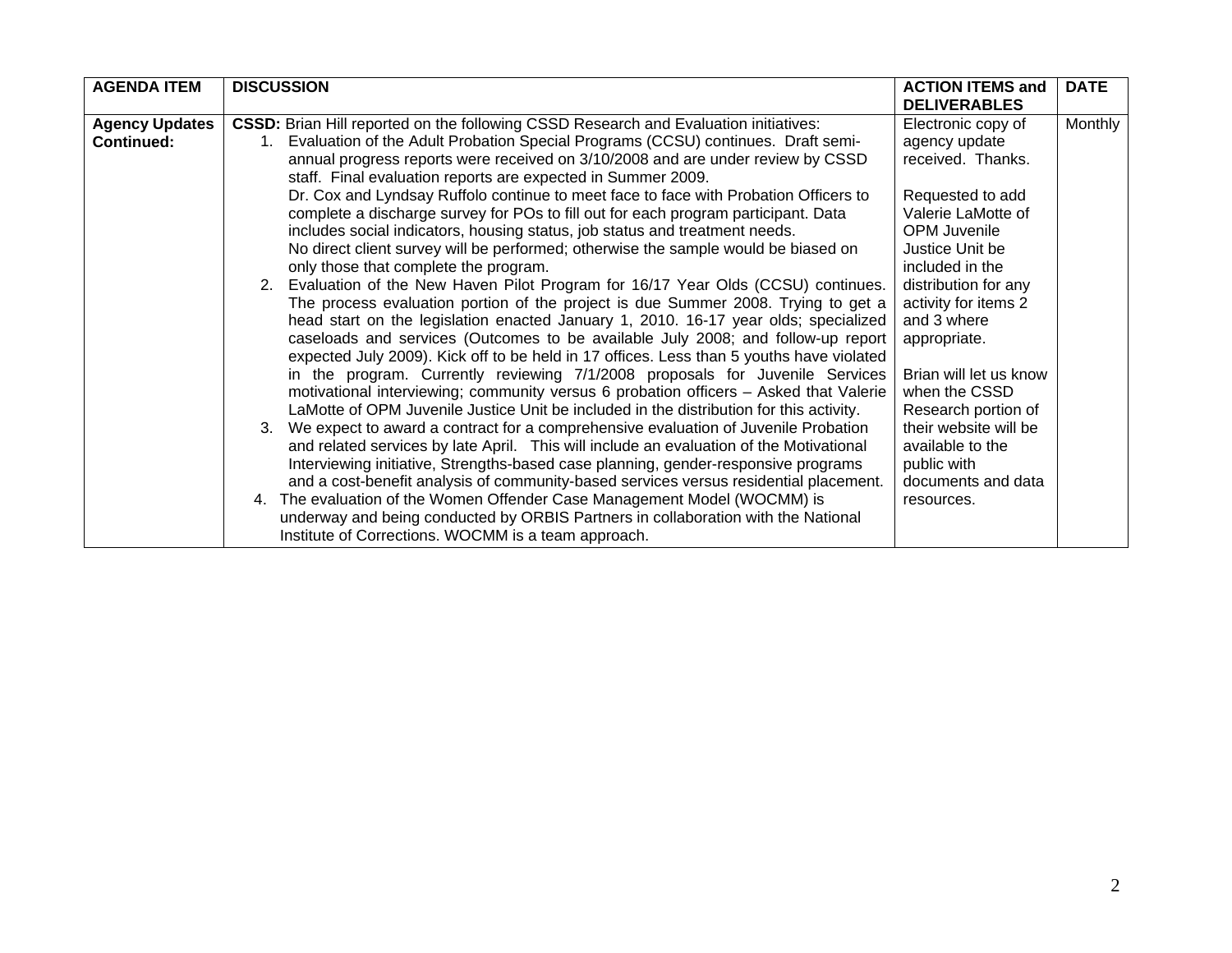| AGENDA ITEM | DISCUSSION | ACTION ITEMS and DELIVERABLES | DATE |
|---|---|---|---|
| **Agency Updates Continued:** | **CSSD:** Brian Hill reported on the following CSSD Research and Evaluation initiatives:<br>1. Evaluation of the Adult Probation Special Programs (CCSU) continues. Draft semi-annual progress reports were received on 3/10/2008 and are under review by CSSD staff. Final evaluation reports are expected in Summer 2009.<br>Dr. Cox and Lyndsay Ruffolo continue to meet face to face with Probation Officers to complete a discharge survey for POs to fill out for each program participant. Data includes social indicators, housing status, job status and treatment needs.<br>No direct client survey will be performed; otherwise the sample would be biased on only those that complete the program.<br>2. Evaluation of the New Haven Pilot Program for 16/17 Year Olds (CCSU) continues. The process evaluation portion of the project is due Summer 2008. Trying to get a head start on the legislation enacted January 1, 2010. 16-17 year olds; specialized caseloads and services (Outcomes to be available July 2008; and follow-up report expected July 2009). Kick off to be held in 17 offices. Less than 5 youths have violated in the program. Currently reviewing 7/1/2008 proposals for Juvenile Services motivational interviewing; community versus 6 probation officers – Asked that Valerie LaMotte of OPM Juvenile Justice Unit be included in the distribution for this activity.<br>3. We expect to award a contract for a comprehensive evaluation of Juvenile Probation and related services by late April. This will include an evaluation of the Motivational Interviewing initiative, Strengths-based case planning, gender-responsive programs and a cost-benefit analysis of community-based services versus residential placement.<br>4. The evaluation of the Women Offender Case Management Model (WOCMM) is underway and being conducted by ORBIS Partners in collaboration with the National Institute of Corrections. WOCMM is a team approach. | Electronic copy of agency update received. Thanks.<br><br>Requested to add Valerie LaMotte of OPM Juvenile Justice Unit be included in the distribution for any activity for items 2 and 3 where appropriate.<br><br>Brian will let us know when the CSSD Research portion of their website will be available to the public with documents and data resources. | Monthly |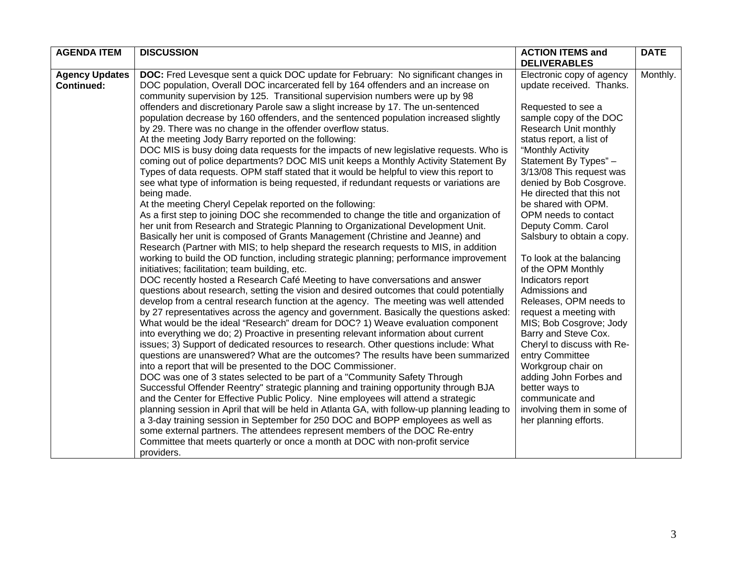| AGENDA ITEM | DISCUSSION | ACTION ITEMS and DELIVERABLES | DATE |
|---|---|---|---|
| **Agency Updates Continued:** | **DOC:** Fred Levesque sent a quick DOC update for February: No significant changes in DOC population, Overall DOC incarcerated fell by 164 offenders and an increase on community supervision by 125. Transitional supervision numbers were up by 98 offenders and discretionary Parole saw a slight increase by 17. The un-sentenced population decrease by 160 offenders, and the sentenced population increased slightly by 29. There was no change in the offender overflow status.<br>At the meeting Jody Barry reported on the following:<br>DOC MIS is busy doing data requests for the impacts of new legislative requests. Who is coming out of police departments? DOC MIS unit keeps a Monthly Activity Statement By Types of data requests. OPM staff stated that it would be helpful to view this report to see what type of information is being requested, if redundant requests or variations are being made.<br>At the meeting Cheryl Cepelak reported on the following:<br>As a first step to joining DOC she recommended to change the title and organization of her unit from Research and Strategic Planning to Organizational Development Unit. Basically her unit is composed of Grants Management (Christine and Jeanne) and Research (Partner with MIS; to help shepard the research requests to MIS, in addition working to build the OD function, including strategic planning; performance improvement initiatives; facilitation; team building, etc.<br>DOC recently hosted a Research Café Meeting to have conversations and answer questions about research, setting the vision and desired outcomes that could potentially develop from a central research function at the agency. The meeting was well attended by 27 representatives across the agency and government. Basically the questions asked: What would be the ideal "Research" dream for DOC? 1) Weave evaluation component into everything we do; 2) Proactive in presenting relevant information about current issues; 3) Support of dedicated resources to research. Other questions include: What questions are unanswered? What are the outcomes? The results have been summarized into a report that will be presented to the DOC Commissioner.<br>DOC was one of 3 states selected to be part of a "Community Safety Through Successful Offender Reentry" strategic planning and training opportunity through BJA and the Center for Effective Public Policy. Nine employees will attend a strategic planning session in April that will be held in Atlanta GA, with follow-up planning leading to a 3-day training session in September for 250 DOC and BOPP employees as well as some external partners. The attendees represent members of the DOC Re-entry Committee that meets quarterly or once a month at DOC with non-profit service providers. | Electronic copy of agency update received. Thanks.<br><br>Requested to see a sample copy of the DOC Research Unit monthly status report, a list of "Monthly Activity Statement By Types" – 3/13/08 This request was denied by Bob Cosgrove. He directed that this not be shared with OPM. OPM needs to contact Deputy Comm. Carol Salsbury to obtain a copy.<br><br>To look at the balancing of the OPM Monthly Indicators report Admissions and Releases, OPM needs to request a meeting with MIS; Bob Cosgrove; Jody Barry and Steve Cox.<br>Cheryl to discuss with Re-entry Committee Workgroup chair on adding John Forbes and better ways to communicate and involving them in some of her planning efforts. | Monthly. |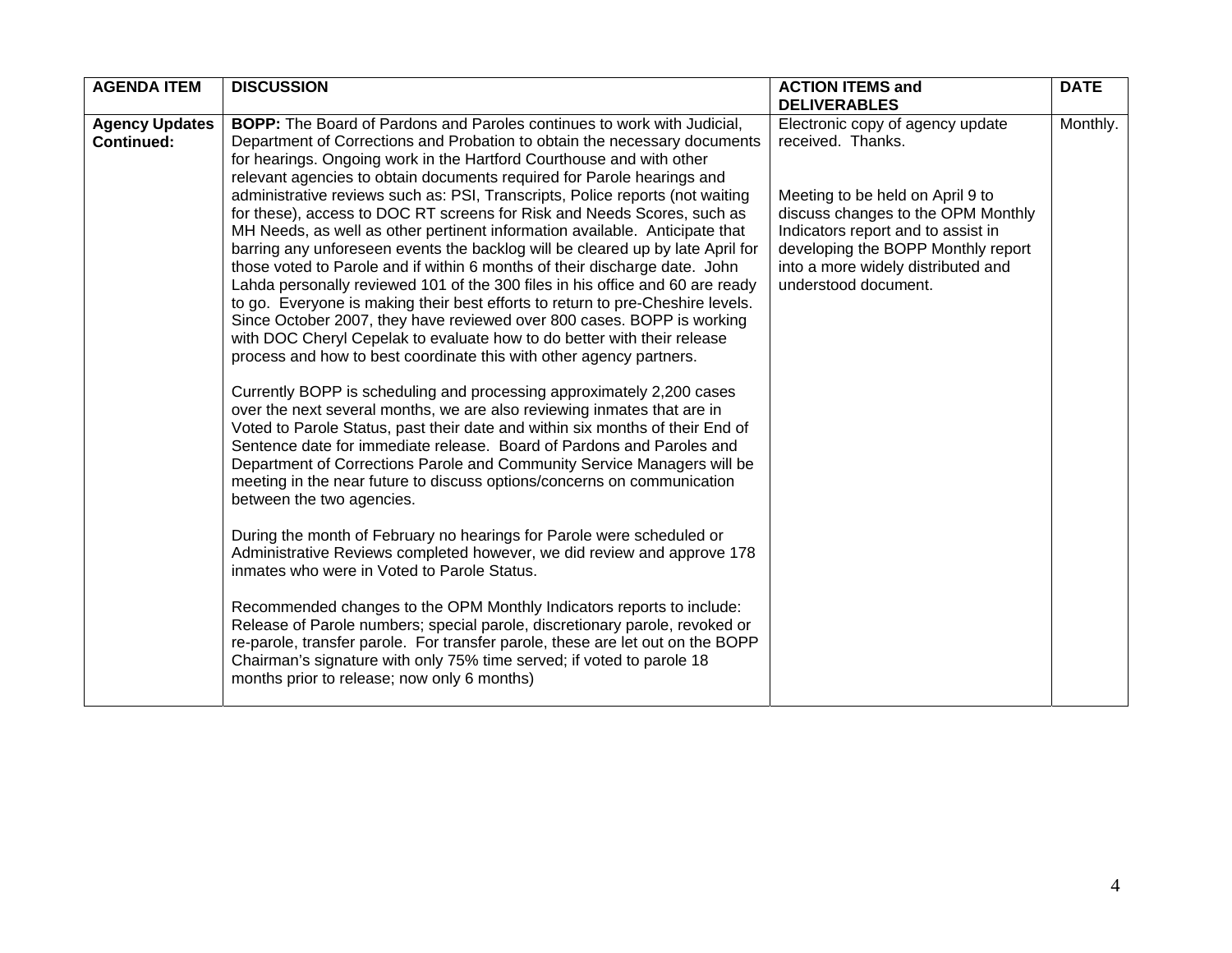| AGENDA ITEM | DISCUSSION | ACTION ITEMS and DELIVERABLES | DATE |
|---|---|---|---|
| **Agency Updates Continued:** | **BOPP:** The Board of Pardons and Paroles continues to work with Judicial, Department of Corrections and Probation to obtain the necessary documents for hearings. Ongoing work in the Hartford Courthouse and with other relevant agencies to obtain documents required for Parole hearings and administrative reviews such as: PSI, Transcripts, Police reports (not waiting for these), access to DOC RT screens for Risk and Needs Scores, such as MH Needs, as well as other pertinent information available. Anticipate that barring any unforeseen events the backlog will be cleared up by late April for those voted to Parole and if within 6 months of their discharge date. John Lahda personally reviewed 101 of the 300 files in his office and 60 are ready to go. Everyone is making their best efforts to return to pre-Cheshire levels. Since October 2007, they have reviewed over 800 cases. BOPP is working with DOC Cheryl Cepelak to evaluate how to do better with their release process and how to best coordinate this with other agency partners.<br><br>Currently BOPP is scheduling and processing approximately 2,200 cases over the next several months, we are also reviewing inmates that are in Voted to Parole Status, past their date and within six months of their End of Sentence date for immediate release. Board of Pardons and Paroles and Department of Corrections Parole and Community Service Managers will be meeting in the near future to discuss options/concerns on communication between the two agencies.<br><br>During the month of February no hearings for Parole were scheduled or Administrative Reviews completed however, we did review and approve 178 inmates who were in Voted to Parole Status.<br><br>Recommended changes to the OPM Monthly Indicators reports to include: Release of Parole numbers; special parole, discretionary parole, revoked or re-parole, transfer parole. For transfer parole, these are let out on the BOPP Chairman's signature with only 75% time served; if voted to parole 18 months prior to release; now only 6 months) | Electronic copy of agency update received. Thanks.<br><br>Meeting to be held on April 9 to discuss changes to the OPM Monthly Indicators report and to assist in developing the BOPP Monthly report into a more widely distributed and understood document. | Monthly. |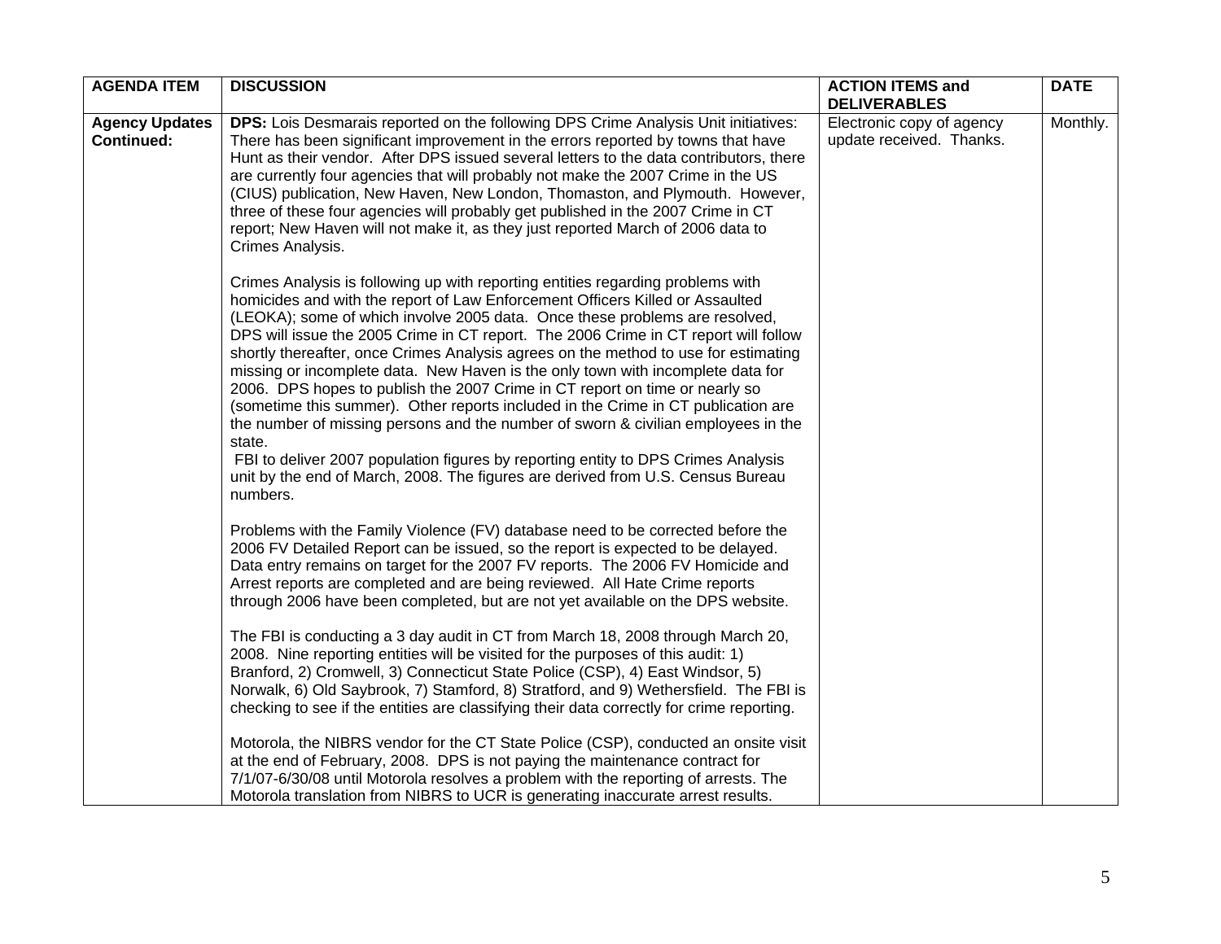| AGENDA ITEM | DISCUSSION | ACTION ITEMS and DELIVERABLES | DATE |
|---|---|---|---|
| **Agency Updates Continued:** | **DPS:** Lois Desmarais reported on the following DPS Crime Analysis Unit initiatives: There has been significant improvement in the errors reported by towns that have Hunt as their vendor. After DPS issued several letters to the data contributors, there are currently four agencies that will probably not make the 2007 Crime in the US (CIUS) publication, New Haven, New London, Thomaston, and Plymouth. However, three of these four agencies will probably get published in the 2007 Crime in CT report; New Haven will not make it, as they just reported March of 2006 data to Crimes Analysis.<br><br>Crimes Analysis is following up with reporting entities regarding problems with homicides and with the report of Law Enforcement Officers Killed or Assaulted (LEOKA); some of which involve 2005 data. Once these problems are resolved, DPS will issue the 2005 Crime in CT report. The 2006 Crime in CT report will follow shortly thereafter, once Crimes Analysis agrees on the method to use for estimating missing or incomplete data. New Haven is the only town with incomplete data for 2006. DPS hopes to publish the 2007 Crime in CT report on time or nearly so (sometime this summer). Other reports included in the Crime in CT publication are the number of missing persons and the number of sworn & civilian employees in the state.<br>FBI to deliver 2007 population figures by reporting entity to DPS Crimes Analysis unit by the end of March, 2008. The figures are derived from U.S. Census Bureau numbers.<br><br>Problems with the Family Violence (FV) database need to be corrected before the 2006 FV Detailed Report can be issued, so the report is expected to be delayed. Data entry remains on target for the 2007 FV reports. The 2006 FV Homicide and Arrest reports are completed and are being reviewed. All Hate Crime reports through 2006 have been completed, but are not yet available on the DPS website.<br><br>The FBI is conducting a 3 day audit in CT from March 18, 2008 through March 20, 2008. Nine reporting entities will be visited for the purposes of this audit: 1) Branford, 2) Cromwell, 3) Connecticut State Police (CSP), 4) East Windsor, 5) Norwalk, 6) Old Saybrook, 7) Stamford, 8) Stratford, and 9) Wethersfield. The FBI is checking to see if the entities are classifying their data correctly for crime reporting.<br><br>Motorola, the NIBRS vendor for the CT State Police (CSP), conducted an onsite visit at the end of February, 2008. DPS is not paying the maintenance contract for 7/1/07-6/30/08 until Motorola resolves a problem with the reporting of arrests. The Motorola translation from NIBRS to UCR is generating inaccurate arrest results. | Electronic copy of agency update received. Thanks. | Monthly. |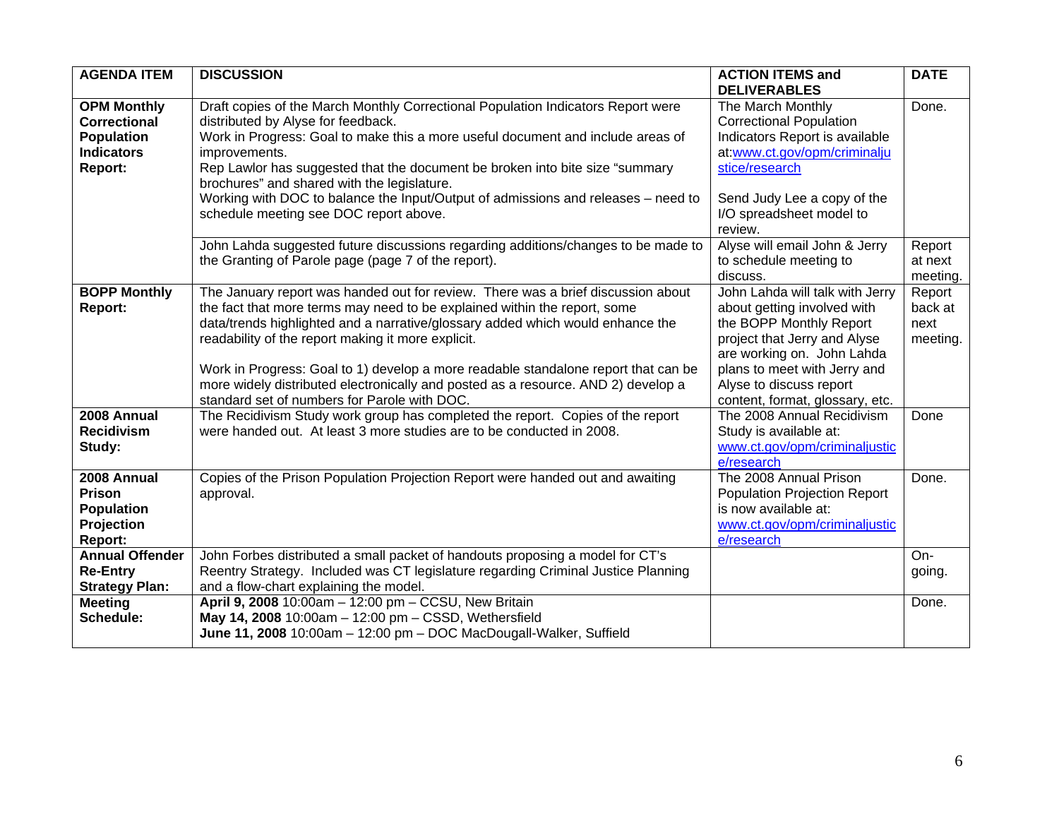| AGENDA ITEM | DISCUSSION | ACTION ITEMS and DELIVERABLES | DATE |
|---|---|---|---|
| **OPM Monthly Correctional Population Indicators Report:** | Draft copies of the March Monthly Correctional Population Indicators Report were distributed by Alyse for feedback.<br>Work in Progress: Goal to make this a more useful document and include areas of improvements.<br>Rep Lawlor has suggested that the document be broken into bite size "summary brochures" and shared with the legislature.<br>Working with DOC to balance the Input/Output of admissions and releases – need to schedule meeting see DOC report above. | The March Monthly Correctional Population Indicators Report is available at:www.ct.gov/opm/criminaljustice/research<br><br>Send Judy Lee a copy of the I/O spreadsheet model to review. | Done. |
| | John Lahda suggested future discussions regarding additions/changes to be made to the Granting of Parole page (page 7 of the report). | Alyse will email John & Jerry to schedule meeting to discuss. | Report at next meeting. |
| **BOPP Monthly Report:** | The January report was handed out for review. There was a brief discussion about the fact that more terms may need to be explained within the report, some data/trends highlighted and a narrative/glossary added which would enhance the readability of the report making it more explicit.<br><br>Work in Progress: Goal to 1) develop a more readable standalone report that can be more widely distributed electronically and posted as a resource. AND 2) develop a standard set of numbers for Parole with DOC. | John Lahda will talk with Jerry about getting involved with the BOPP Monthly Report project that Jerry and Alyse are working on. John Lahda plans to meet with Jerry and Alyse to discuss report content, format, glossary, etc. | Report back at next meeting. |
| **2008 Annual Recidivism Study:** | The Recidivism Study work group has completed the report. Copies of the report were handed out. At least 3 more studies are to be conducted in 2008. | The 2008 Annual Recidivism Study is available at: www.ct.gov/opm/criminaljustice/research | Done |
| **2008 Annual Prison Population Projection Report:** | Copies of the Prison Population Projection Report were handed out and awaiting approval. | The 2008 Annual Prison Population Projection Report is now available at: www.ct.gov/opm/criminaljustice/research | Done. |
| **Annual Offender Re-Entry Strategy Plan:** | John Forbes distributed a small packet of handouts proposing a model for CT's Reentry Strategy. Included was CT legislature regarding Criminal Justice Planning and a flow-chart explaining the model. | | On-going. |
| **Meeting Schedule:** | **April 9, 2008** 10:00am – 12:00 pm – CCSU, New Britain<br>**May 14, 2008** 10:00am – 12:00 pm – CSSD, Wethersfield<br>**June 11, 2008** 10:00am – 12:00 pm – DOC MacDougall-Walker, Suffield | | Done. |